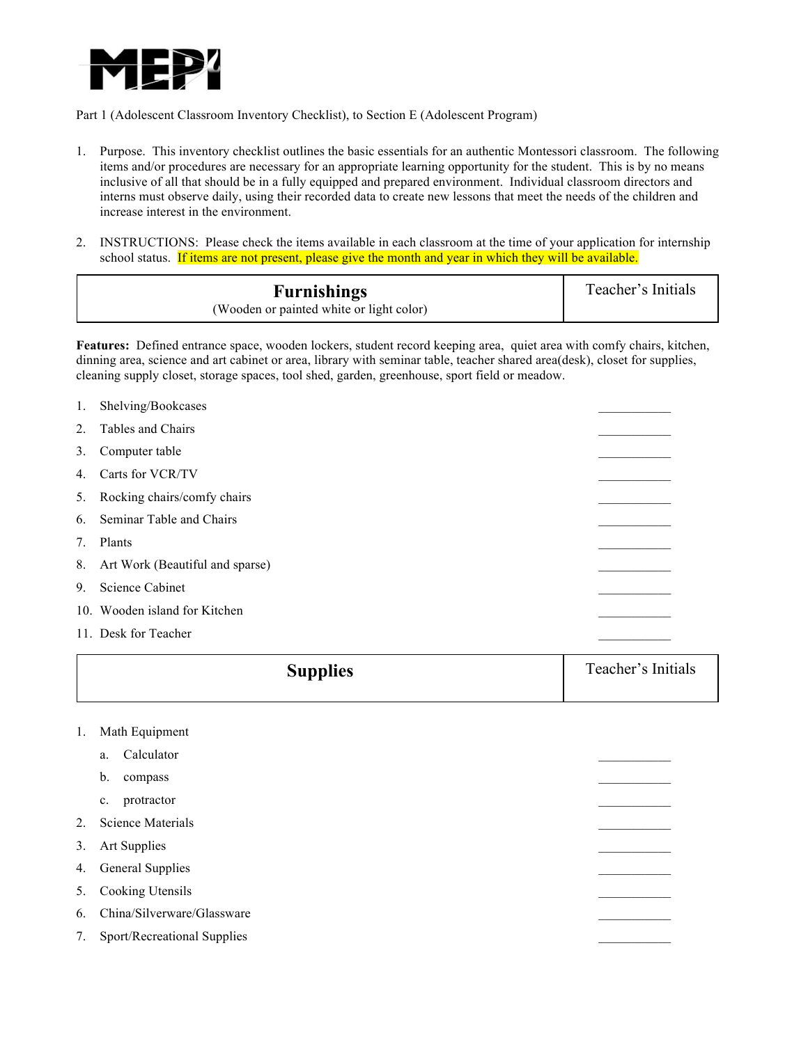# MEPI

Part 1 (Adolescent Classroom Inventory Checklist), to Section E (Adolescent Program)

1. Purpose. This inventory checklist outlines the basic essentials for an authentic Montessori classroom. The following items and/or procedures are necessary for an appropriate learning opportunity for the student. This is by no means inclusive of all that should be in a fully equipped and prepared environment. Individual classroom directors and interns must observe daily, using their recorded data to create new lessons that meet the needs of the children and increase interest in the environment.

2. INSTRUCTIONS: Please check the items available in each classroom at the time of your application for internship school status. If items are not present, please give the month and year in which they will be available.

| **Furnishings**<br>(Wooden or painted white or light color) | Teacher's Initials |
| --- | --- |

**Features:** Defined entrance space, wooden lockers, student record keeping area, quiet area with comfy chairs, kitchen, dinning area, science and art cabinet or area, library with seminar table, teacher shared area(desk), closet for supplies, cleaning supply closet, storage spaces, tool shed, garden, greenhouse, sport field or meadow.

1. Shelving/Bookcases ___________
2. Tables and Chairs ___________
3. Computer table ___________
4. Carts for VCR/TV ___________
5. Rocking chairs/comfy chairs ___________
6. Seminar Table and Chairs ___________
7. Plants ___________
8. Art Work (Beautiful and sparse) ___________
9. Science Cabinet ___________
10. Wooden island for Kitchen ___________
11. Desk for Teacher ___________

| **Supplies** | Teacher's Initials |
| --- | --- |

1. Math Equipment
   a. Calculator ___________
   b. compass ___________
   c. protractor ___________
2. Science Materials ___________
3. Art Supplies ___________
4. General Supplies ___________
5. Cooking Utensils ___________
6. China/Silverware/Glassware ___________
7. Sport/Recreational Supplies ___________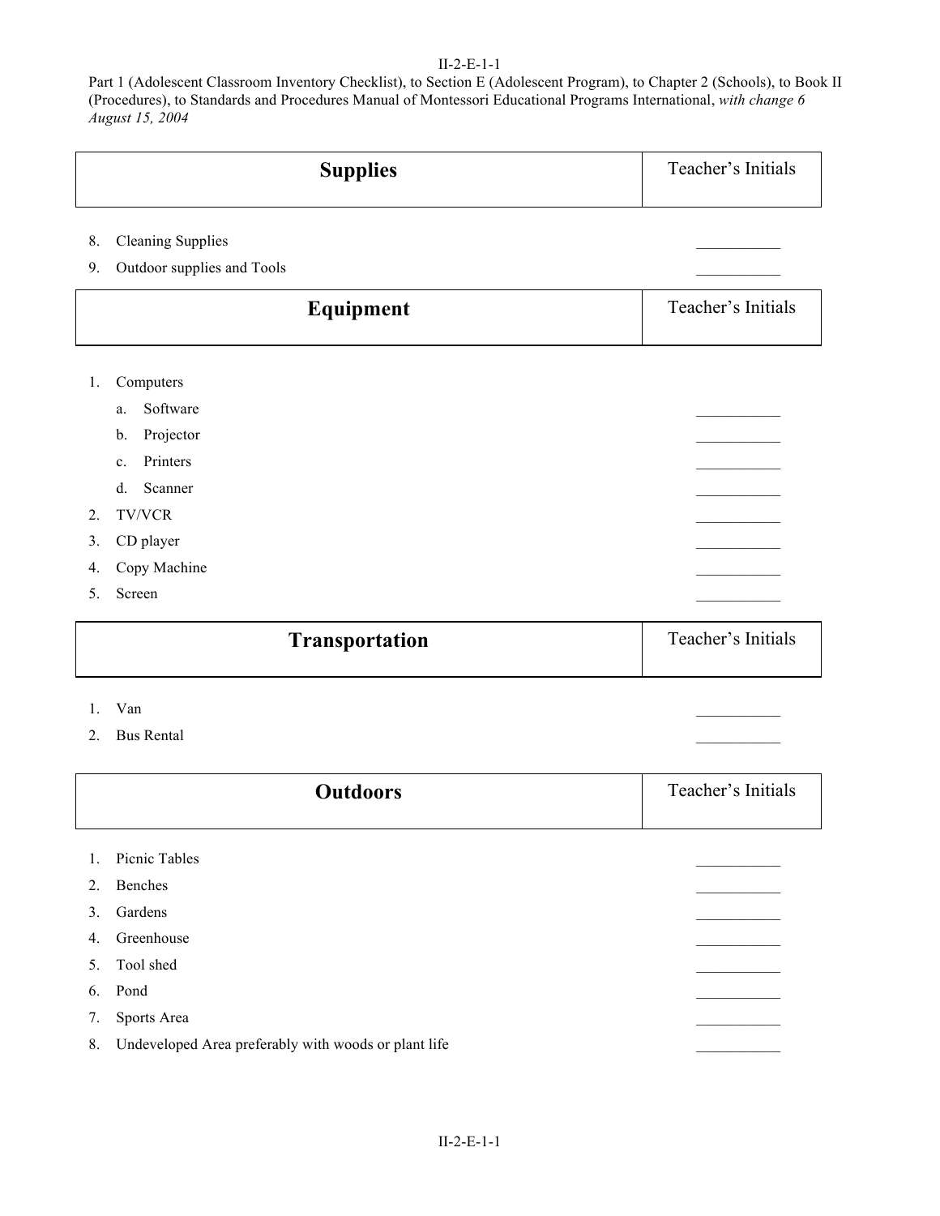| Supplies | Teacher's Initials |
|---|---|

8. Cleaning Supplies ___________
9. Outdoor supplies and Tools ___________

| Equipment | Teacher's Initials |
|---|---|

1. Computers
   a. Software ___________
   b. Projector ___________
   c. Printers ___________
   d. Scanner ___________
2. TV/VCR ___________
3. CD player ___________
4. Copy Machine ___________
5. Screen ___________

| Transportation | Teacher's Initials |
|---|---|

1. Van ___________
2. Bus Rental ___________

| Outdoors | Teacher's Initials |
|---|---|

1. Picnic Tables ___________
2. Benches ___________
3. Gardens ___________
4. Greenhouse ___________
5. Tool shed ___________
6. Pond ___________
7. Sports Area ___________
8. Undeveloped Area preferably with woods or plant life ___________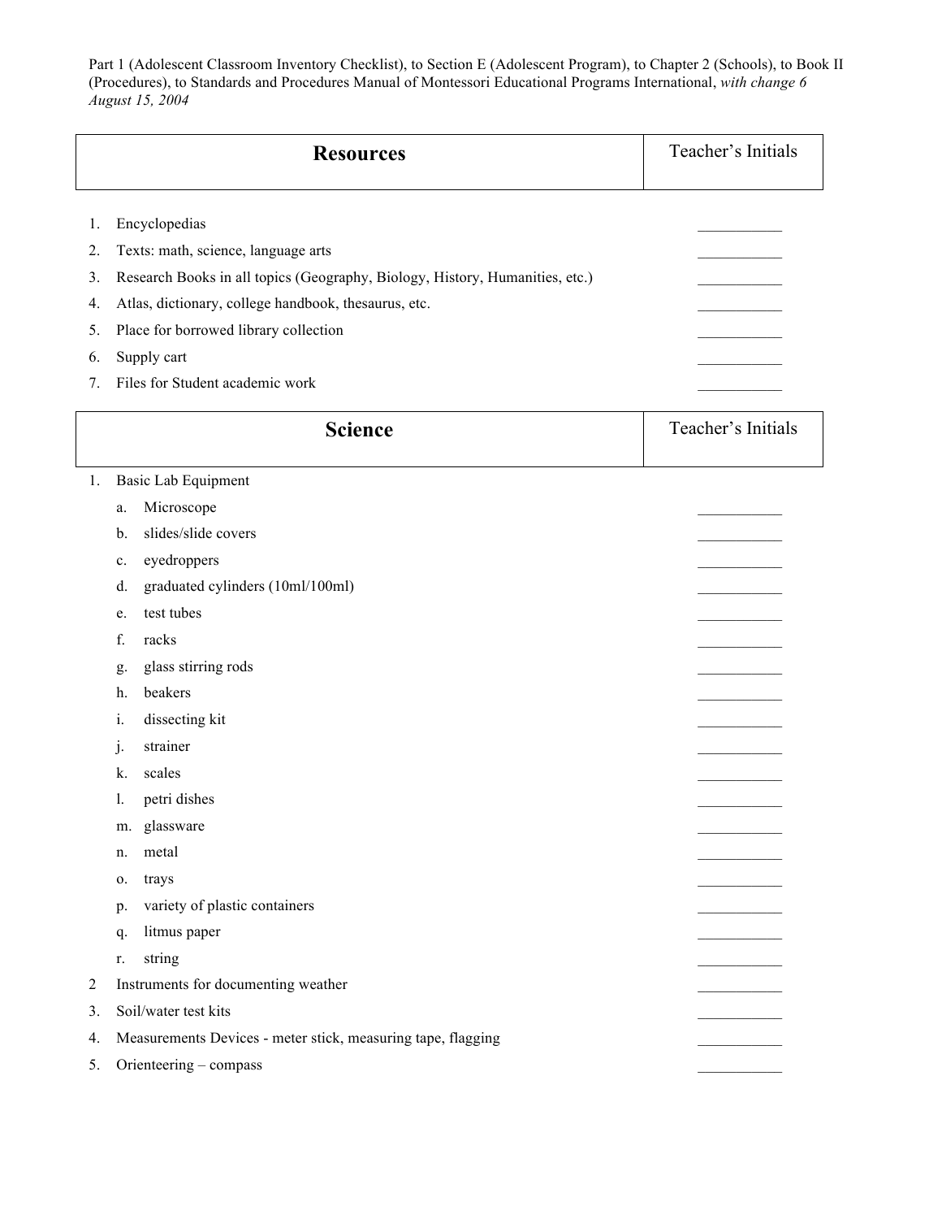Part 1 (Adolescent Classroom Inventory Checklist), to Section E (Adolescent Program), to Chapter 2 (Schools), to Book II (Procedures), to Standards and Procedures Manual of Montessori Educational Programs International, *with change 6 August 15, 2004*

| Resources | Teacher's Initials |
|---|---|

1. Encyclopedias ___________
2. Texts: math, science, language arts ___________
3. Research Books in all topics (Geography, Biology, History, Humanities, etc.) ___________
4. Atlas, dictionary, college handbook, thesaurus, etc. ___________
5. Place for borrowed library collection ___________
6. Supply cart ___________
7. Files for Student academic work ___________

| Science | Teacher's Initials |
|---|---|

1. Basic Lab Equipment
   a. Microscope ___________
   b. slides/slide covers ___________
   c. eyedroppers ___________
   d. graduated cylinders (10ml/100ml) ___________
   e. test tubes ___________
   f. racks ___________
   g. glass stirring rods ___________
   h. beakers ___________
   i. dissecting kit ___________
   j. strainer ___________
   k. scales ___________
   l. petri dishes ___________
   m. glassware ___________
   n. metal ___________
   o. trays ___________
   p. variety of plastic containers ___________
   q. litmus paper ___________
   r. string ___________
2 Instruments for documenting weather ___________
3. Soil/water test kits ___________
4. Measurements Devices - meter stick, measuring tape, flagging ___________
5. Orienteering – compass ___________